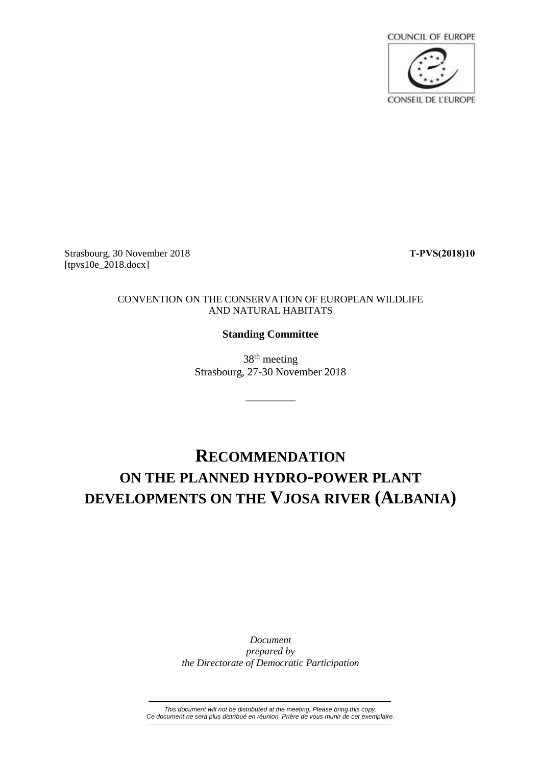COUNCIL OF EUROPE

CONSEIL DE L'EUROPE

Strasbourg, 30 November 2018
[tpvs10e_2018.docx]

**T-PVS(2018)10**

CONVENTION ON THE CONSERVATION OF EUROPEAN WILDLIFE AND NATURAL HABITATS

**Standing Committee**

38th meeting
Strasbourg, 27-30 November 2018

---

# RECOMMENDATION ON THE PLANNED HYDRO-POWER PLANT DEVELOPMENTS ON THE VJOSA RIVER (ALBANIA)

*Document prepared by the Directorate of Democratic Participation*

---

*This document will not be distributed at the meeting. Please bring this copy.*
*Ce document ne sera plus distribué en réunion. Prière de vous munir de cet exemplaire.*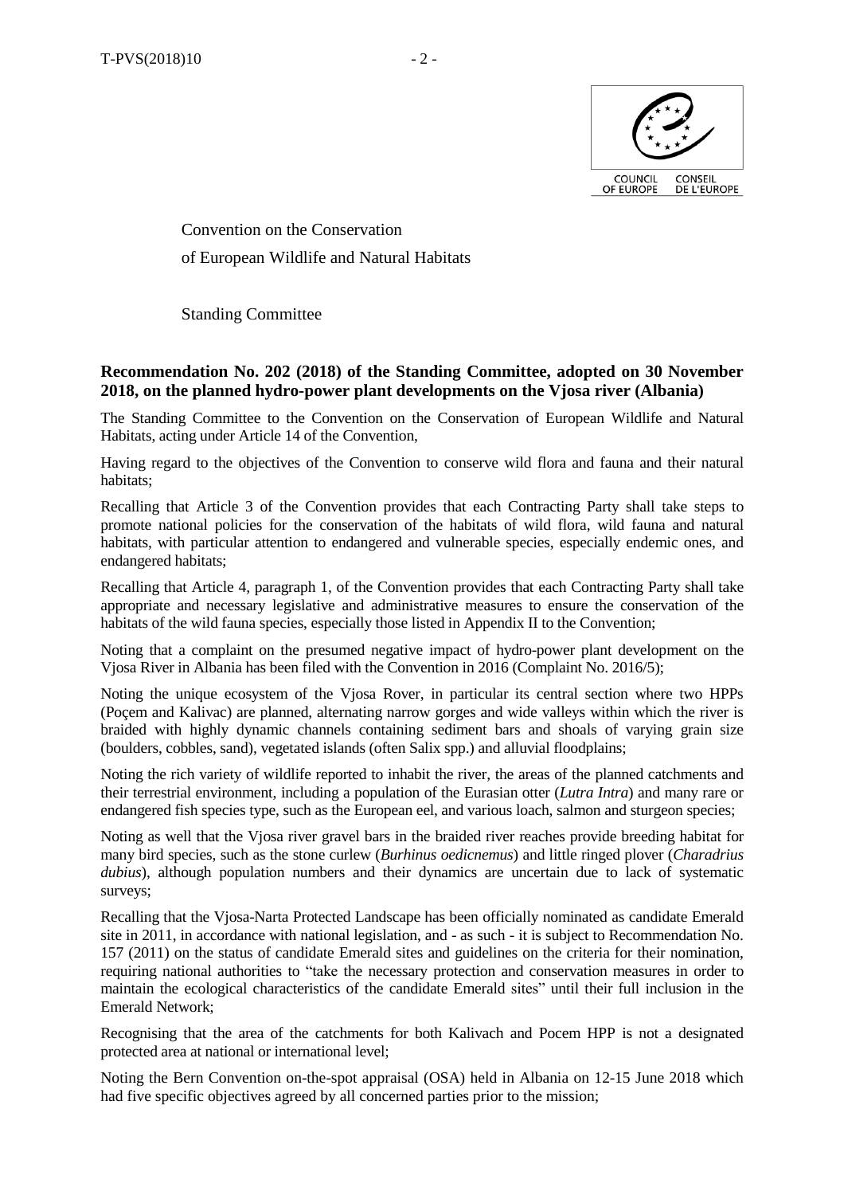Convention on the Conservation

of European Wildlife and Natural Habitats

Standing Committee

**Recommendation No. 202 (2018) of the Standing Committee, adopted on 30 November 2018, on the planned hydro-power plant developments on the Vjosa river (Albania)**

The Standing Committee to the Convention on the Conservation of European Wildlife and Natural Habitats, acting under Article 14 of the Convention,

Having regard to the objectives of the Convention to conserve wild flora and fauna and their natural habitats;

Recalling that Article 3 of the Convention provides that each Contracting Party shall take steps to promote national policies for the conservation of the habitats of wild flora, wild fauna and natural habitats, with particular attention to endangered and vulnerable species, especially endemic ones, and endangered habitats;

Recalling that Article 4, paragraph 1, of the Convention provides that each Contracting Party shall take appropriate and necessary legislative and administrative measures to ensure the conservation of the habitats of the wild fauna species, especially those listed in Appendix II to the Convention;

Noting that a complaint on the presumed negative impact of hydro-power plant development on the Vjosa River in Albania has been filed with the Convention in 2016 (Complaint No. 2016/5);

Noting the unique ecosystem of the Vjosa Rover, in particular its central section where two HPPs (Poçem and Kalivac) are planned, alternating narrow gorges and wide valleys within which the river is braided with highly dynamic channels containing sediment bars and shoals of varying grain size (boulders, cobbles, sand), vegetated islands (often Salix spp.) and alluvial floodplains;

Noting the rich variety of wildlife reported to inhabit the river, the areas of the planned catchments and their terrestrial environment, including a population of the Eurasian otter (*Lutra Intra*) and many rare or endangered fish species type, such as the European eel, and various loach, salmon and sturgeon species;

Noting as well that the Vjosa river gravel bars in the braided river reaches provide breeding habitat for many bird species, such as the stone curlew (*Burhinus oedicnemus*) and little ringed plover (*Charadrius dubius*), although population numbers and their dynamics are uncertain due to lack of systematic surveys;

Recalling that the Vjosa-Narta Protected Landscape has been officially nominated as candidate Emerald site in 2011, in accordance with national legislation, and - as such - it is subject to Recommendation No. 157 (2011) on the status of candidate Emerald sites and guidelines on the criteria for their nomination, requiring national authorities to "take the necessary protection and conservation measures in order to maintain the ecological characteristics of the candidate Emerald sites" until their full inclusion in the Emerald Network;

Recognising that the area of the catchments for both Kalivach and Pocem HPP is not a designated protected area at national or international level;

Noting the Bern Convention on-the-spot appraisal (OSA) held in Albania on 12-15 June 2018 which had five specific objectives agreed by all concerned parties prior to the mission;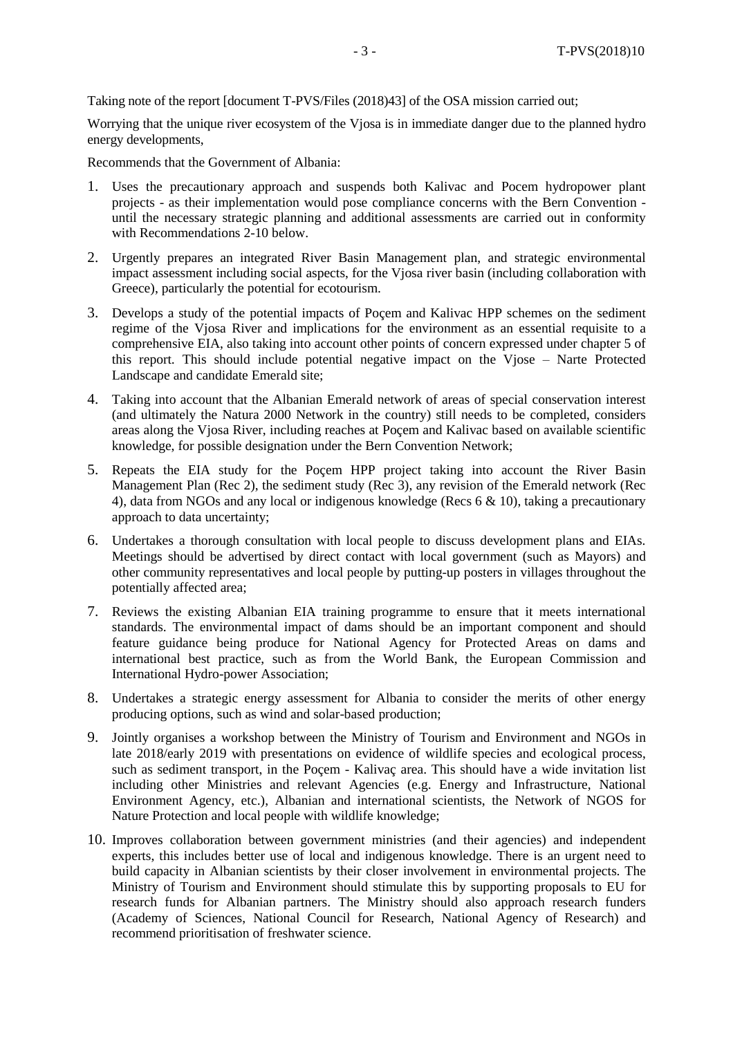Taking note of the report [document T-PVS/Files (2018)43] of the OSA mission carried out;

Worrying that the unique river ecosystem of the Vjosa is in immediate danger due to the planned hydro energy developments,

Recommends that the Government of Albania:

1. Uses the precautionary approach and suspends both Kalivac and Pocem hydropower plant projects - as their implementation would pose compliance concerns with the Bern Convention - until the necessary strategic planning and additional assessments are carried out in conformity with Recommendations 2-10 below.

2. Urgently prepares an integrated River Basin Management plan, and strategic environmental impact assessment including social aspects, for the Vjosa river basin (including collaboration with Greece), particularly the potential for ecotourism.

3. Develops a study of the potential impacts of Poçem and Kalivac HPP schemes on the sediment regime of the Vjosa River and implications for the environment as an essential requisite to a comprehensive EIA, also taking into account other points of concern expressed under chapter 5 of this report. This should include potential negative impact on the Vjose – Narte Protected Landscape and candidate Emerald site;

4. Taking into account that the Albanian Emerald network of areas of special conservation interest (and ultimately the Natura 2000 Network in the country) still needs to be completed, considers areas along the Vjosa River, including reaches at Poçem and Kalivac based on available scientific knowledge, for possible designation under the Bern Convention Network;

5. Repeats the EIA study for the Poçem HPP project taking into account the River Basin Management Plan (Rec 2), the sediment study (Rec 3), any revision of the Emerald network (Rec 4), data from NGOs and any local or indigenous knowledge (Recs 6 & 10), taking a precautionary approach to data uncertainty;

6. Undertakes a thorough consultation with local people to discuss development plans and EIAs. Meetings should be advertised by direct contact with local government (such as Mayors) and other community representatives and local people by putting-up posters in villages throughout the potentially affected area;

7. Reviews the existing Albanian EIA training programme to ensure that it meets international standards. The environmental impact of dams should be an important component and should feature guidance being produce for National Agency for Protected Areas on dams and international best practice, such as from the World Bank, the European Commission and International Hydro-power Association;

8. Undertakes a strategic energy assessment for Albania to consider the merits of other energy producing options, such as wind and solar-based production;

9. Jointly organises a workshop between the Ministry of Tourism and Environment and NGOs in late 2018/early 2019 with presentations on evidence of wildlife species and ecological process, such as sediment transport, in the Poçem - Kalivaç area. This should have a wide invitation list including other Ministries and relevant Agencies (e.g. Energy and Infrastructure, National Environment Agency, etc.), Albanian and international scientists, the Network of NGOS for Nature Protection and local people with wildlife knowledge;

10. Improves collaboration between government ministries (and their agencies) and independent experts, this includes better use of local and indigenous knowledge. There is an urgent need to build capacity in Albanian scientists by their closer involvement in environmental projects. The Ministry of Tourism and Environment should stimulate this by supporting proposals to EU for research funds for Albanian partners. The Ministry should also approach research funders (Academy of Sciences, National Council for Research, National Agency of Research) and recommend prioritisation of freshwater science.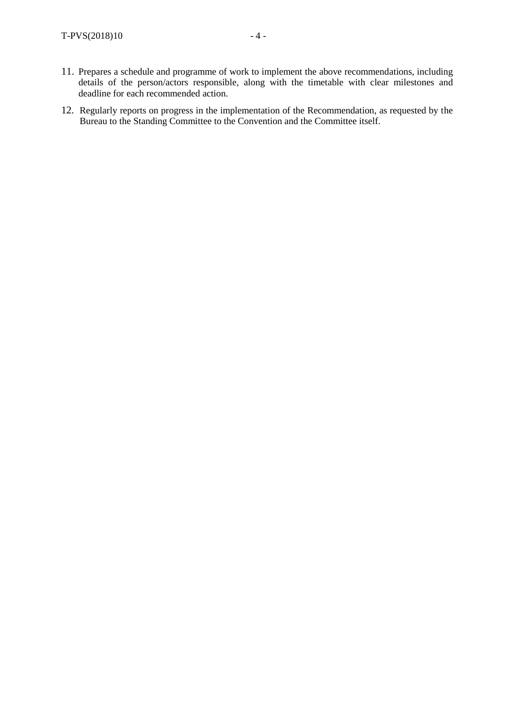11. Prepares a schedule and programme of work to implement the above recommendations, including details of the person/actors responsible, along with the timetable with clear milestones and deadline for each recommended action.
12. Regularly reports on progress in the implementation of the Recommendation, as requested by the Bureau to the Standing Committee to the Convention and the Committee itself.